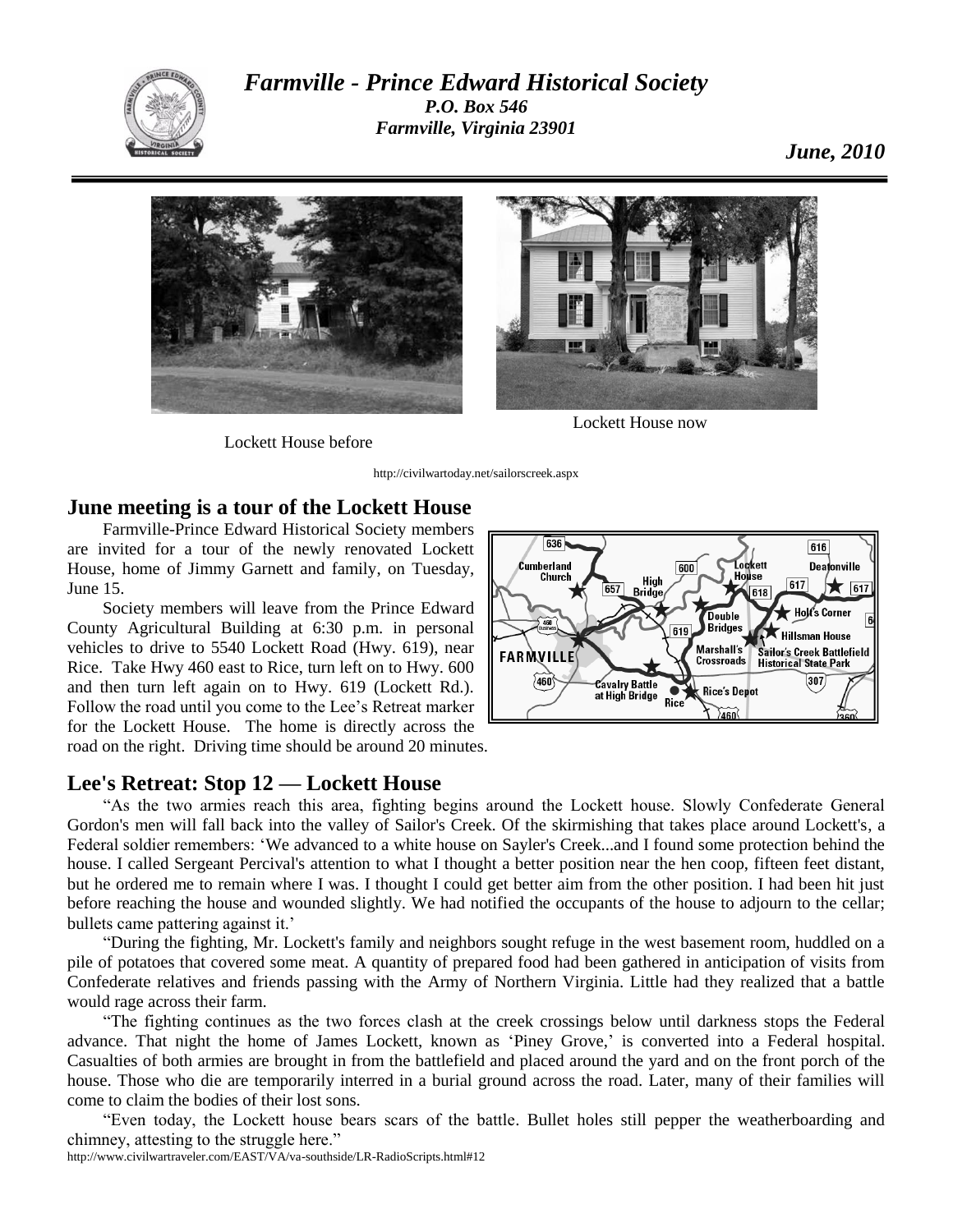# *Farmville - Prince Edward Historical Society*

***P.O. Box 546***
***Farmville, Virginia 23901***

***June, 2010***

Lockett House before

Lockett House now

http://civilwartoday.net/sailorscreek.aspx

## June meeting is a tour of the Lockett House

Farmville-Prince Edward Historical Society members are invited for a tour of the newly renovated Lockett House, home of Jimmy Garnett and family, on Tuesday, June 15.

Society members will leave from the Prince Edward County Agricultural Building at 6:30 p.m. in personal vehicles to drive to 5540 Lockett Road (Hwy. 619), near Rice. Take Hwy 460 east to Rice, turn left on to Hwy. 600 and then turn left again on to Hwy. 619 (Lockett Rd.). Follow the road until you come to the Lee's Retreat marker for the Lockett House. The home is directly across the road on the right. Driving time should be around 20 minutes.

## Lee's Retreat: Stop 12 — Lockett House

"As the two armies reach this area, fighting begins around the Lockett house. Slowly Confederate General Gordon's men will fall back into the valley of Sailor's Creek. Of the skirmishing that takes place around Lockett's, a Federal soldier remembers: 'We advanced to a white house on Sayler's Creek...and I found some protection behind the house. I called Sergeant Percival's attention to what I thought a better position near the hen coop, fifteen feet distant, but he ordered me to remain where I was. I thought I could get better aim from the other position. I had been hit just before reaching the house and wounded slightly. We had notified the occupants of the house to adjourn to the cellar; bullets came pattering against it.'

"During the fighting, Mr. Lockett's family and neighbors sought refuge in the west basement room, huddled on a pile of potatoes that covered some meat. A quantity of prepared food had been gathered in anticipation of visits from Confederate relatives and friends passing with the Army of Northern Virginia. Little had they realized that a battle would rage across their farm.

"The fighting continues as the two forces clash at the creek crossings below until darkness stops the Federal advance. That night the home of James Lockett, known as 'Piney Grove,' is converted into a Federal hospital. Casualties of both armies are brought in from the battlefield and placed around the yard and on the front porch of the house. Those who die are temporarily interred in a burial ground across the road. Later, many of their families will come to claim the bodies of their lost sons.

"Even today, the Lockett house bears scars of the battle. Bullet holes still pepper the weatherboarding and chimney, attesting to the struggle here."

http://www.civilwartraveler.com/EAST/VA/va-southside/LR-RadioScripts.html#12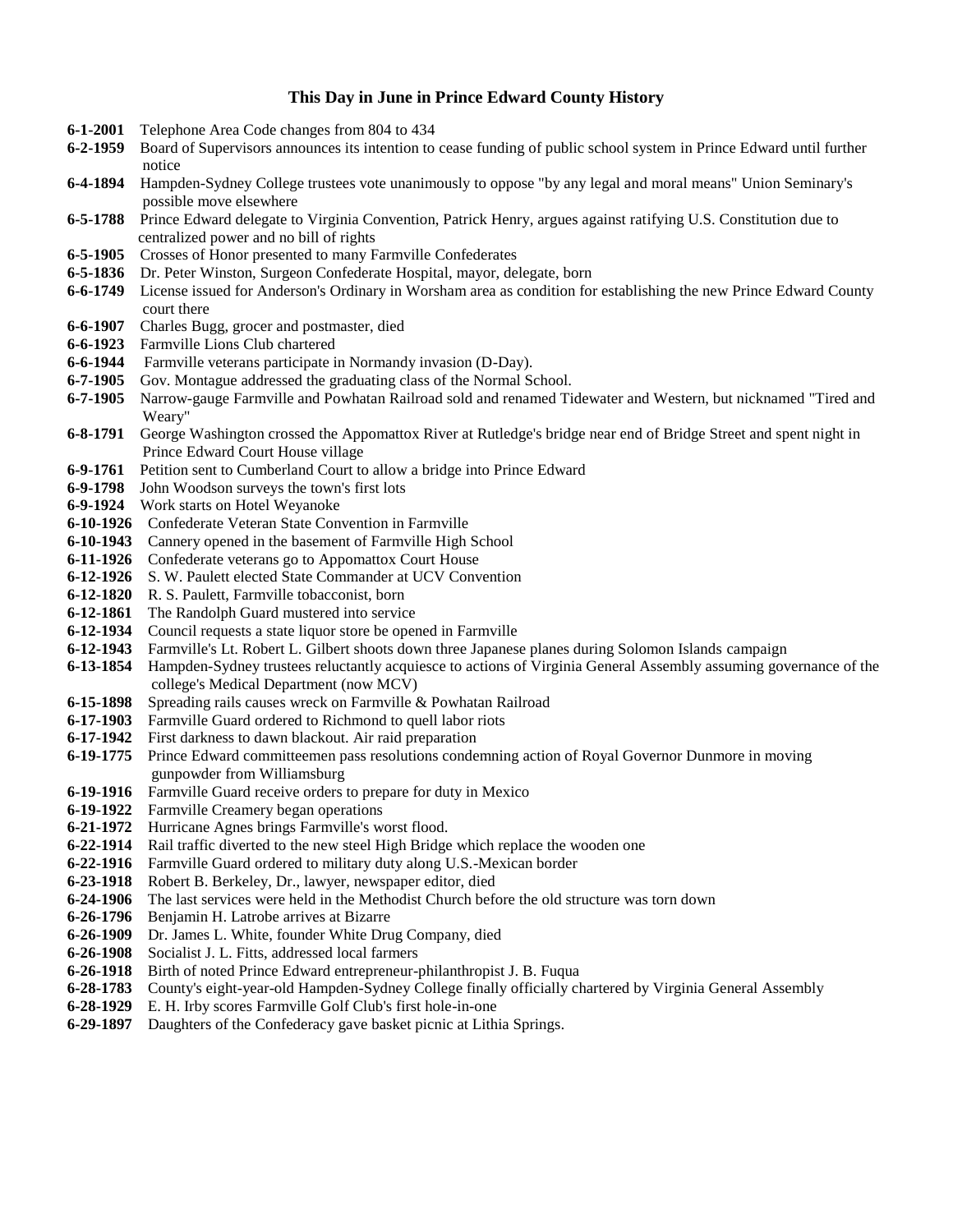### This Day in June in Prince Edward County History

**6-1-2001** Telephone Area Code changes from 804 to 434
**6-2-1959** Board of Supervisors announces its intention to cease funding of public school system in Prince Edward until further notice
**6-4-1894** Hampden-Sydney College trustees vote unanimously to oppose "by any legal and moral means" Union Seminary's possible move elsewhere
**6-5-1788** Prince Edward delegate to Virginia Convention, Patrick Henry, argues against ratifying U.S. Constitution due to centralized power and no bill of rights
**6-5-1905** Crosses of Honor presented to many Farmville Confederates
**6-5-1836** Dr. Peter Winston, Surgeon Confederate Hospital, mayor, delegate, born
**6-6-1749** License issued for Anderson's Ordinary in Worsham area as condition for establishing the new Prince Edward County court there
**6-6-1907** Charles Bugg, grocer and postmaster, died
**6-6-1923** Farmville Lions Club chartered
**6-6-1944** Farmville veterans participate in Normandy invasion (D-Day).
**6-7-1905** Gov. Montague addressed the graduating class of the Normal School.
**6-7-1905** Narrow-gauge Farmville and Powhatan Railroad sold and renamed Tidewater and Western, but nicknamed "Tired and Weary"
**6-8-1791** George Washington crossed the Appomattox River at Rutledge's bridge near end of Bridge Street and spent night in Prince Edward Court House village
**6-9-1761** Petition sent to Cumberland Court to allow a bridge into Prince Edward
**6-9-1798** John Woodson surveys the town's first lots
**6-9-1924** Work starts on Hotel Weyanoke
**6-10-1926** Confederate Veteran State Convention in Farmville
**6-10-1943** Cannery opened in the basement of Farmville High School
**6-11-1926** Confederate veterans go to Appomattox Court House
**6-12-1926** S. W. Paulett elected State Commander at UCV Convention
**6-12-1820** R. S. Paulett, Farmville tobacconist, born
**6-12-1861** The Randolph Guard mustered into service
**6-12-1934** Council requests a state liquor store be opened in Farmville
**6-12-1943** Farmville's Lt. Robert L. Gilbert shoots down three Japanese planes during Solomon Islands campaign
**6-13-1854** Hampden-Sydney trustees reluctantly acquiesce to actions of Virginia General Assembly assuming governance of the college's Medical Department (now MCV)
**6-15-1898** Spreading rails causes wreck on Farmville & Powhatan Railroad
**6-17-1903** Farmville Guard ordered to Richmond to quell labor riots
**6-17-1942** First darkness to dawn blackout. Air raid preparation
**6-19-1775** Prince Edward committeemen pass resolutions condemning action of Royal Governor Dunmore in moving gunpowder from Williamsburg
**6-19-1916** Farmville Guard receive orders to prepare for duty in Mexico
**6-19-1922** Farmville Creamery began operations
**6-21-1972** Hurricane Agnes brings Farmville's worst flood.
**6-22-1914** Rail traffic diverted to the new steel High Bridge which replace the wooden one
**6-22-1916** Farmville Guard ordered to military duty along U.S.-Mexican border
**6-23-1918** Robert B. Berkeley, Dr., lawyer, newspaper editor, died
**6-24-1906** The last services were held in the Methodist Church before the old structure was torn down
**6-26-1796** Benjamin H. Latrobe arrives at Bizarre
**6-26-1909** Dr. James L. White, founder White Drug Company, died
**6-26-1908** Socialist J. L. Fitts, addressed local farmers
**6-26-1918** Birth of noted Prince Edward entrepreneur-philanthropist J. B. Fuqua
**6-28-1783** County's eight-year-old Hampden-Sydney College finally officially chartered by Virginia General Assembly
**6-28-1929** E. H. Irby scores Farmville Golf Club's first hole-in-one
**6-29-1897** Daughters of the Confederacy gave basket picnic at Lithia Springs.